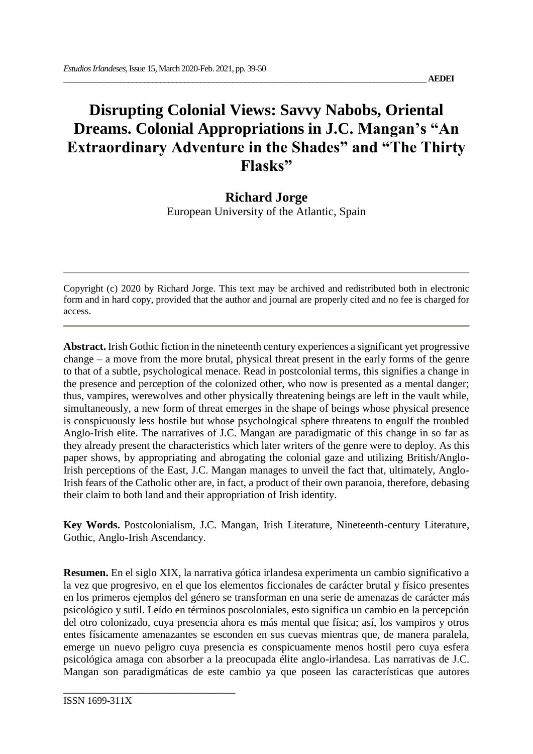# Disrupting Colonial Views: Savvy Nabobs, Oriental Dreams. Colonial Appropriations in J.C. Mangan's "An Extraordinary Adventure in the Shades" and "The Thirty Flasks"

**Richard Jorge**

European University of the Atlantic, Spain

Copyright (c) 2020 by Richard Jorge. This text may be archived and redistributed both in electronic form and in hard copy, provided that the author and journal are properly cited and no fee is charged for access.

**Abstract.** Irish Gothic fiction in the nineteenth century experiences a significant yet progressive change – a move from the more brutal, physical threat present in the early forms of the genre to that of a subtle, psychological menace. Read in postcolonial terms, this signifies a change in the presence and perception of the colonized other, who now is presented as a mental danger; thus, vampires, werewolves and other physically threatening beings are left in the vault while, simultaneously, a new form of threat emerges in the shape of beings whose physical presence is conspicuously less hostile but whose psychological sphere threatens to engulf the troubled Anglo-Irish elite. The narratives of J.C. Mangan are paradigmatic of this change in so far as they already present the characteristics which later writers of the genre were to deploy. As this paper shows, by appropriating and abrogating the colonial gaze and utilizing British/Anglo-Irish perceptions of the East, J.C. Mangan manages to unveil the fact that, ultimately, Anglo-Irish fears of the Catholic other are, in fact, a product of their own paranoia, therefore, debasing their claim to both land and their appropriation of Irish identity.

**Key Words.** Postcolonialism, J.C. Mangan, Irish Literature, Nineteenth-century Literature, Gothic, Anglo-Irish Ascendancy.

**Resumen.** En el siglo XIX, la narrativa gótica irlandesa experimenta un cambio significativo a la vez que progresivo, en el que los elementos ficcionales de carácter brutal y físico presentes en los primeros ejemplos del género se transforman en una serie de amenazas de carácter más psicológico y sutil. Leído en términos poscoloniales, esto significa un cambio en la percepción del otro colonizado, cuya presencia ahora es más mental que física; así, los vampiros y otros entes físicamente amenazantes se esconden en sus cuevas mientras que, de manera paralela, emerge un nuevo peligro cuya presencia es conspicuamente menos hostil pero cuya esfera psicológica amaga con absorber a la preocupada élite anglo-irlandesa. Las narrativas de J.C. Mangan son paradigmáticas de este cambio ya que poseen las características que autores

ISSN 1699-311X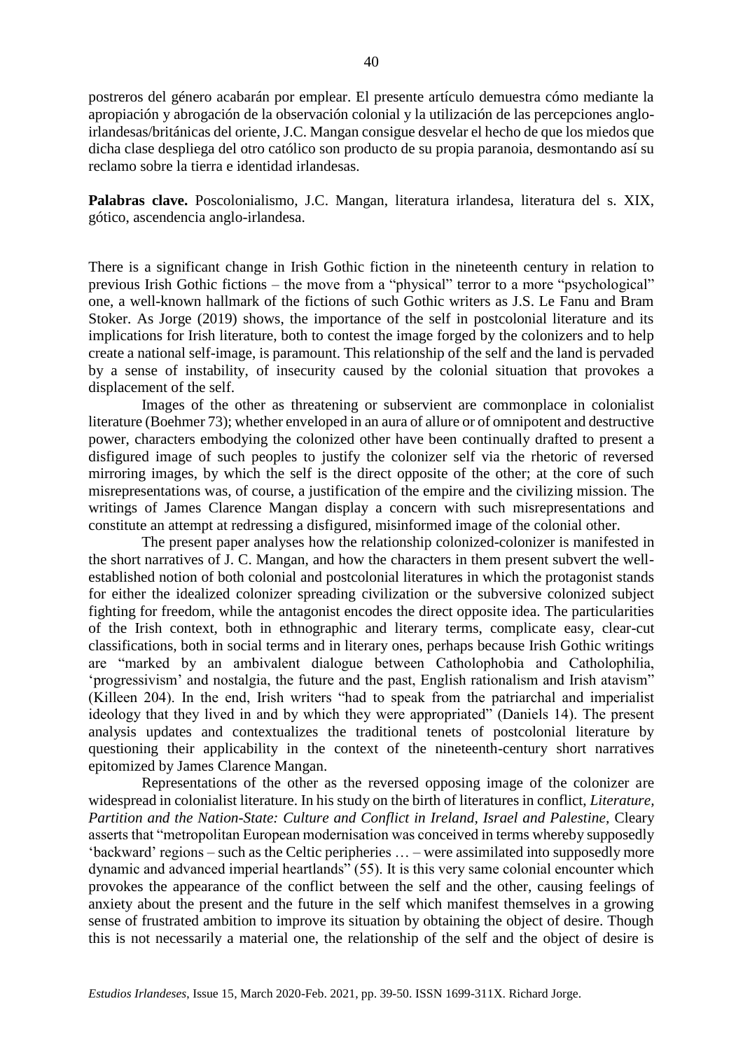postreros del género acabarán por emplear. El presente artículo demuestra cómo mediante la apropiación y abrogación de la observación colonial y la utilización de las percepciones anglo-irlandesas/británicas del oriente, J.C. Mangan consigue desvelar el hecho de que los miedos que dicha clase despliega del otro católico son producto de su propia paranoia, desmontando así su reclamo sobre la tierra e identidad irlandesas.

**Palabras clave.** Poscolonialismo, J.C. Mangan, literatura irlandesa, literatura del s. XIX, gótico, ascendencia anglo-irlandesa.

There is a significant change in Irish Gothic fiction in the nineteenth century in relation to previous Irish Gothic fictions – the move from a "physical" terror to a more "psychological" one, a well-known hallmark of the fictions of such Gothic writers as J.S. Le Fanu and Bram Stoker. As Jorge (2019) shows, the importance of the self in postcolonial literature and its implications for Irish literature, both to contest the image forged by the colonizers and to help create a national self-image, is paramount. This relationship of the self and the land is pervaded by a sense of instability, of insecurity caused by the colonial situation that provokes a displacement of the self.

Images of the other as threatening or subservient are commonplace in colonialist literature (Boehmer 73); whether enveloped in an aura of allure or of omnipotent and destructive power, characters embodying the colonized other have been continually drafted to present a disfigured image of such peoples to justify the colonizer self via the rhetoric of reversed mirroring images, by which the self is the direct opposite of the other; at the core of such misrepresentations was, of course, a justification of the empire and the civilizing mission. The writings of James Clarence Mangan display a concern with such misrepresentations and constitute an attempt at redressing a disfigured, misinformed image of the colonial other.

The present paper analyses how the relationship colonized-colonizer is manifested in the short narratives of J. C. Mangan, and how the characters in them present subvert the well-established notion of both colonial and postcolonial literatures in which the protagonist stands for either the idealized colonizer spreading civilization or the subversive colonized subject fighting for freedom, while the antagonist encodes the direct opposite idea. The particularities of the Irish context, both in ethnographic and literary terms, complicate easy, clear-cut classifications, both in social terms and in literary ones, perhaps because Irish Gothic writings are "marked by an ambivalent dialogue between Catholophobia and Catholophilia, 'progressivism' and nostalgia, the future and the past, English rationalism and Irish atavism" (Killeen 204). In the end, Irish writers "had to speak from the patriarchal and imperialist ideology that they lived in and by which they were appropriated" (Daniels 14). The present analysis updates and contextualizes the traditional tenets of postcolonial literature by questioning their applicability in the context of the nineteenth-century short narratives epitomized by James Clarence Mangan.

Representations of the other as the reversed opposing image of the colonizer are widespread in colonialist literature. In his study on the birth of literatures in conflict, *Literature, Partition and the Nation-State: Culture and Conflict in Ireland, Israel and Palestine*, Cleary asserts that "metropolitan European modernisation was conceived in terms whereby supposedly 'backward' regions – such as the Celtic peripheries … – were assimilated into supposedly more dynamic and advanced imperial heartlands" (55). It is this very same colonial encounter which provokes the appearance of the conflict between the self and the other, causing feelings of anxiety about the present and the future in the self which manifest themselves in a growing sense of frustrated ambition to improve its situation by obtaining the object of desire. Though this is not necessarily a material one, the relationship of the self and the object of desire is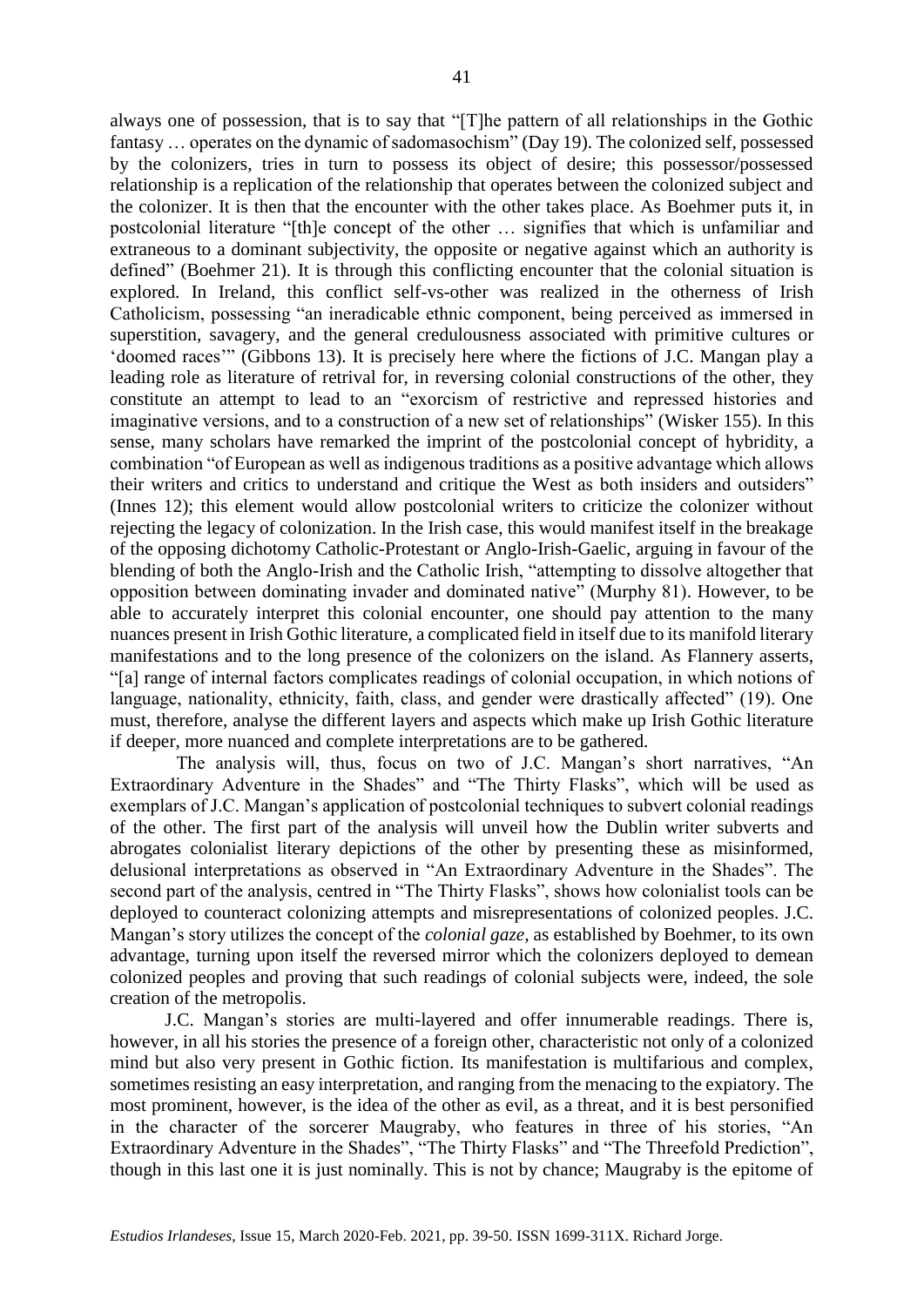always one of possession, that is to say that "[T]he pattern of all relationships in the Gothic fantasy … operates on the dynamic of sadomasochism" (Day 19). The colonized self, possessed by the colonizers, tries in turn to possess its object of desire; this possessor/possessed relationship is a replication of the relationship that operates between the colonized subject and the colonizer. It is then that the encounter with the other takes place. As Boehmer puts it, in postcolonial literature "[th]e concept of the other … signifies that which is unfamiliar and extraneous to a dominant subjectivity, the opposite or negative against which an authority is defined" (Boehmer 21). It is through this conflicting encounter that the colonial situation is explored. In Ireland, this conflict self-vs-other was realized in the otherness of Irish Catholicism, possessing "an ineradicable ethnic component, being perceived as immersed in superstition, savagery, and the general credulousness associated with primitive cultures or 'doomed races'" (Gibbons 13). It is precisely here where the fictions of J.C. Mangan play a leading role as literature of retrival for, in reversing colonial constructions of the other, they constitute an attempt to lead to an "exorcism of restrictive and repressed histories and imaginative versions, and to a construction of a new set of relationships" (Wisker 155). In this sense, many scholars have remarked the imprint of the postcolonial concept of hybridity, a combination "of European as well as indigenous traditions as a positive advantage which allows their writers and critics to understand and critique the West as both insiders and outsiders" (Innes 12); this element would allow postcolonial writers to criticize the colonizer without rejecting the legacy of colonization. In the Irish case, this would manifest itself in the breakage of the opposing dichotomy Catholic-Protestant or Anglo-Irish-Gaelic, arguing in favour of the blending of both the Anglo-Irish and the Catholic Irish, "attempting to dissolve altogether that opposition between dominating invader and dominated native" (Murphy 81). However, to be able to accurately interpret this colonial encounter, one should pay attention to the many nuances present in Irish Gothic literature, a complicated field in itself due to its manifold literary manifestations and to the long presence of the colonizers on the island. As Flannery asserts, "[a] range of internal factors complicates readings of colonial occupation, in which notions of language, nationality, ethnicity, faith, class, and gender were drastically affected" (19). One must, therefore, analyse the different layers and aspects which make up Irish Gothic literature if deeper, more nuanced and complete interpretations are to be gathered.

The analysis will, thus, focus on two of J.C. Mangan's short narratives, "An Extraordinary Adventure in the Shades" and "The Thirty Flasks", which will be used as exemplars of J.C. Mangan's application of postcolonial techniques to subvert colonial readings of the other. The first part of the analysis will unveil how the Dublin writer subverts and abrogates colonialist literary depictions of the other by presenting these as misinformed, delusional interpretations as observed in "An Extraordinary Adventure in the Shades". The second part of the analysis, centred in "The Thirty Flasks", shows how colonialist tools can be deployed to counteract colonizing attempts and misrepresentations of colonized peoples. J.C. Mangan's story utilizes the concept of the *colonial gaze*, as established by Boehmer, to its own advantage, turning upon itself the reversed mirror which the colonizers deployed to demean colonized peoples and proving that such readings of colonial subjects were, indeed, the sole creation of the metropolis.

J.C. Mangan's stories are multi-layered and offer innumerable readings. There is, however, in all his stories the presence of a foreign other, characteristic not only of a colonized mind but also very present in Gothic fiction. Its manifestation is multifarious and complex, sometimes resisting an easy interpretation, and ranging from the menacing to the expiatory. The most prominent, however, is the idea of the other as evil, as a threat, and it is best personified in the character of the sorcerer Maugraby, who features in three of his stories, "An Extraordinary Adventure in the Shades", "The Thirty Flasks" and "The Threefold Prediction", though in this last one it is just nominally. This is not by chance; Maugraby is the epitome of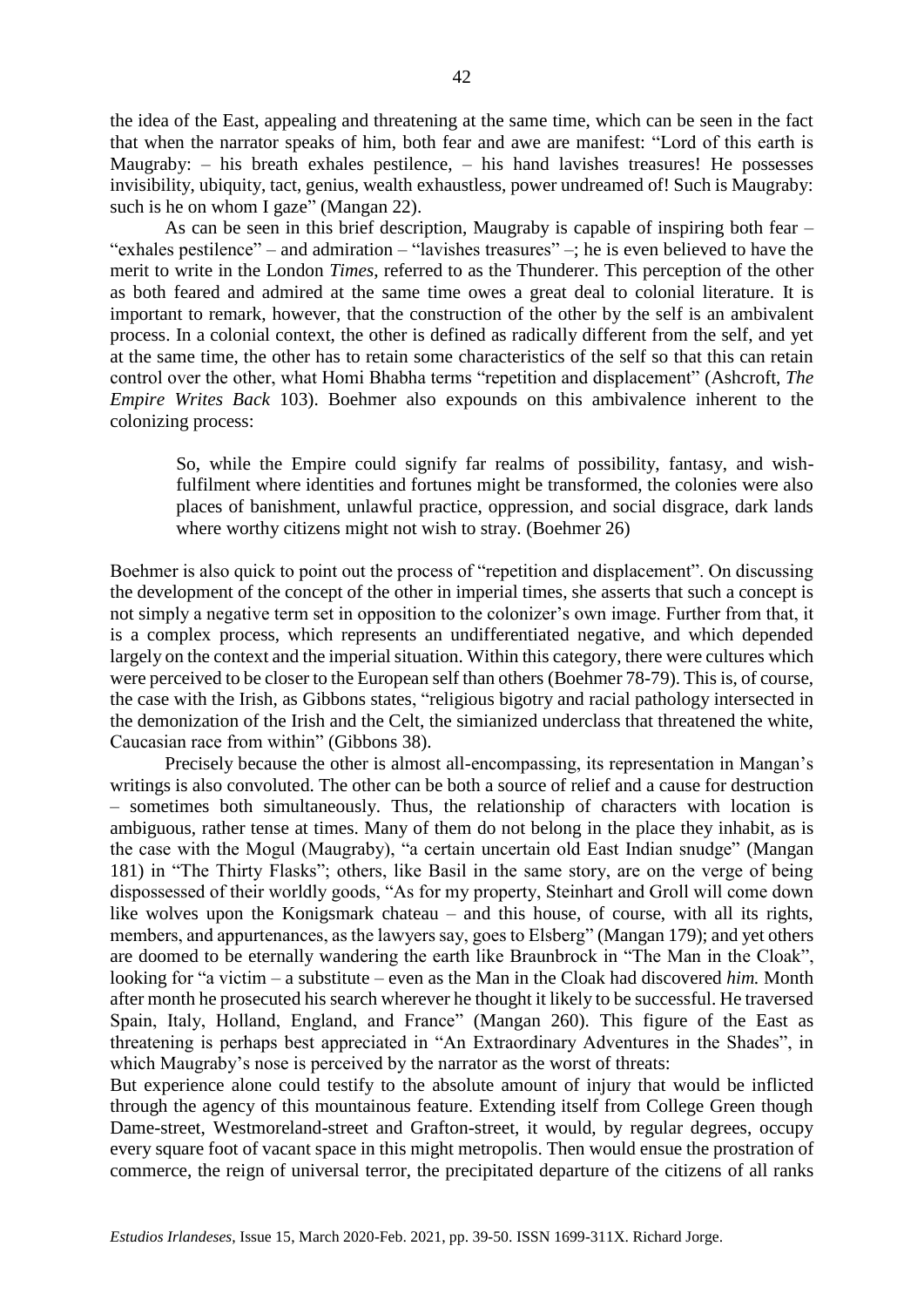the idea of the East, appealing and threatening at the same time, which can be seen in the fact that when the narrator speaks of him, both fear and awe are manifest: "Lord of this earth is Maugraby: – his breath exhales pestilence, – his hand lavishes treasures! He possesses invisibility, ubiquity, tact, genius, wealth exhaustless, power undreamed of! Such is Maugraby: such is he on whom I gaze" (Mangan 22).

As can be seen in this brief description, Maugraby is capable of inspiring both fear – "exhales pestilence" – and admiration – "lavishes treasures" –; he is even believed to have the merit to write in the London *Times*, referred to as the Thunderer. This perception of the other as both feared and admired at the same time owes a great deal to colonial literature. It is important to remark, however, that the construction of the other by the self is an ambivalent process. In a colonial context, the other is defined as radically different from the self, and yet at the same time, the other has to retain some characteristics of the self so that this can retain control over the other, what Homi Bhabha terms "repetition and displacement" (Ashcroft, *The Empire Writes Back* 103). Boehmer also expounds on this ambivalence inherent to the colonizing process:

> So, while the Empire could signify far realms of possibility, fantasy, and wish-fulfilment where identities and fortunes might be transformed, the colonies were also places of banishment, unlawful practice, oppression, and social disgrace, dark lands where worthy citizens might not wish to stray. (Boehmer 26)

Boehmer is also quick to point out the process of "repetition and displacement". On discussing the development of the concept of the other in imperial times, she asserts that such a concept is not simply a negative term set in opposition to the colonizer's own image. Further from that, it is a complex process, which represents an undifferentiated negative, and which depended largely on the context and the imperial situation. Within this category, there were cultures which were perceived to be closer to the European self than others (Boehmer 78-79). This is, of course, the case with the Irish, as Gibbons states, "religious bigotry and racial pathology intersected in the demonization of the Irish and the Celt, the simianized underclass that threatened the white, Caucasian race from within" (Gibbons 38).

Precisely because the other is almost all-encompassing, its representation in Mangan's writings is also convoluted. The other can be both a source of relief and a cause for destruction – sometimes both simultaneously. Thus, the relationship of characters with location is ambiguous, rather tense at times. Many of them do not belong in the place they inhabit, as is the case with the Mogul (Maugraby), "a certain uncertain old East Indian snudge" (Mangan 181) in "The Thirty Flasks"; others, like Basil in the same story, are on the verge of being dispossessed of their worldly goods, "As for my property, Steinhart and Groll will come down like wolves upon the Konigsmark chateau – and this house, of course, with all its rights, members, and appurtenances, as the lawyers say, goes to Elsberg" (Mangan 179); and yet others are doomed to be eternally wandering the earth like Braunbrock in "The Man in the Cloak", looking for "a victim – a substitute – even as the Man in the Cloak had discovered *him.* Month after month he prosecuted his search wherever he thought it likely to be successful. He traversed Spain, Italy, Holland, England, and France" (Mangan 260). This figure of the East as threatening is perhaps best appreciated in "An Extraordinary Adventures in the Shades", in which Maugraby's nose is perceived by the narrator as the worst of threats:

But experience alone could testify to the absolute amount of injury that would be inflicted through the agency of this mountainous feature. Extending itself from College Green though Dame-street, Westmoreland-street and Grafton-street, it would, by regular degrees, occupy every square foot of vacant space in this might metropolis. Then would ensue the prostration of commerce, the reign of universal terror, the precipitated departure of the citizens of all ranks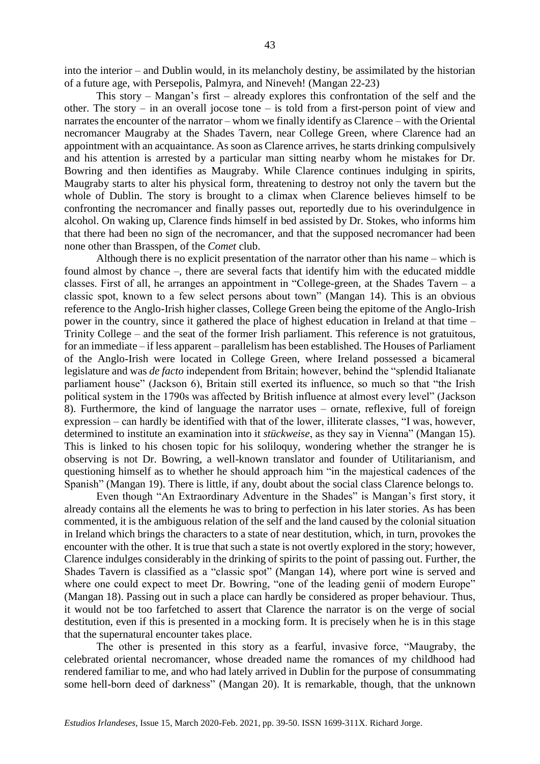into the interior – and Dublin would, in its melancholy destiny, be assimilated by the historian of a future age, with Persepolis, Palmyra, and Nineveh! (Mangan 22-23)

This story – Mangan's first – already explores this confrontation of the self and the other. The story – in an overall jocose tone – is told from a first-person point of view and narrates the encounter of the narrator – whom we finally identify as Clarence – with the Oriental necromancer Maugraby at the Shades Tavern, near College Green, where Clarence had an appointment with an acquaintance. As soon as Clarence arrives, he starts drinking compulsively and his attention is arrested by a particular man sitting nearby whom he mistakes for Dr. Bowring and then identifies as Maugraby. While Clarence continues indulging in spirits, Maugraby starts to alter his physical form, threatening to destroy not only the tavern but the whole of Dublin. The story is brought to a climax when Clarence believes himself to be confronting the necromancer and finally passes out, reportedly due to his overindulgence in alcohol. On waking up, Clarence finds himself in bed assisted by Dr. Stokes, who informs him that there had been no sign of the necromancer, and that the supposed necromancer had been none other than Brasspen, of the *Comet* club.

Although there is no explicit presentation of the narrator other than his name – which is found almost by chance –, there are several facts that identify him with the educated middle classes. First of all, he arranges an appointment in "College-green, at the Shades Tavern – a classic spot, known to a few select persons about town" (Mangan 14). This is an obvious reference to the Anglo-Irish higher classes, College Green being the epitome of the Anglo-Irish power in the country, since it gathered the place of highest education in Ireland at that time – Trinity College – and the seat of the former Irish parliament. This reference is not gratuitous, for an immediate – if less apparent – parallelism has been established. The Houses of Parliament of the Anglo-Irish were located in College Green, where Ireland possessed a bicameral legislature and was *de facto* independent from Britain; however, behind the "splendid Italianate parliament house" (Jackson 6), Britain still exerted its influence, so much so that "the Irish political system in the 1790s was affected by British influence at almost every level" (Jackson 8). Furthermore, the kind of language the narrator uses – ornate, reflexive, full of foreign expression – can hardly be identified with that of the lower, illiterate classes, "I was, however, determined to institute an examination into it *stückweise*, as they say in Vienna" (Mangan 15). This is linked to his chosen topic for his soliloquy, wondering whether the stranger he is observing is not Dr. Bowring, a well-known translator and founder of Utilitarianism, and questioning himself as to whether he should approach him "in the majestical cadences of the Spanish" (Mangan 19). There is little, if any, doubt about the social class Clarence belongs to.

Even though "An Extraordinary Adventure in the Shades" is Mangan's first story, it already contains all the elements he was to bring to perfection in his later stories. As has been commented, it is the ambiguous relation of the self and the land caused by the colonial situation in Ireland which brings the characters to a state of near destitution, which, in turn, provokes the encounter with the other. It is true that such a state is not overtly explored in the story; however, Clarence indulges considerably in the drinking of spirits to the point of passing out. Further, the Shades Tavern is classified as a "classic spot" (Mangan 14), where port wine is served and where one could expect to meet Dr. Bowring, "one of the leading genii of modern Europe" (Mangan 18). Passing out in such a place can hardly be considered as proper behaviour. Thus, it would not be too farfetched to assert that Clarence the narrator is on the verge of social destitution, even if this is presented in a mocking form. It is precisely when he is in this stage that the supernatural encounter takes place.

The other is presented in this story as a fearful, invasive force, "Maugraby, the celebrated oriental necromancer, whose dreaded name the romances of my childhood had rendered familiar to me, and who had lately arrived in Dublin for the purpose of consummating some hell-born deed of darkness" (Mangan 20). It is remarkable, though, that the unknown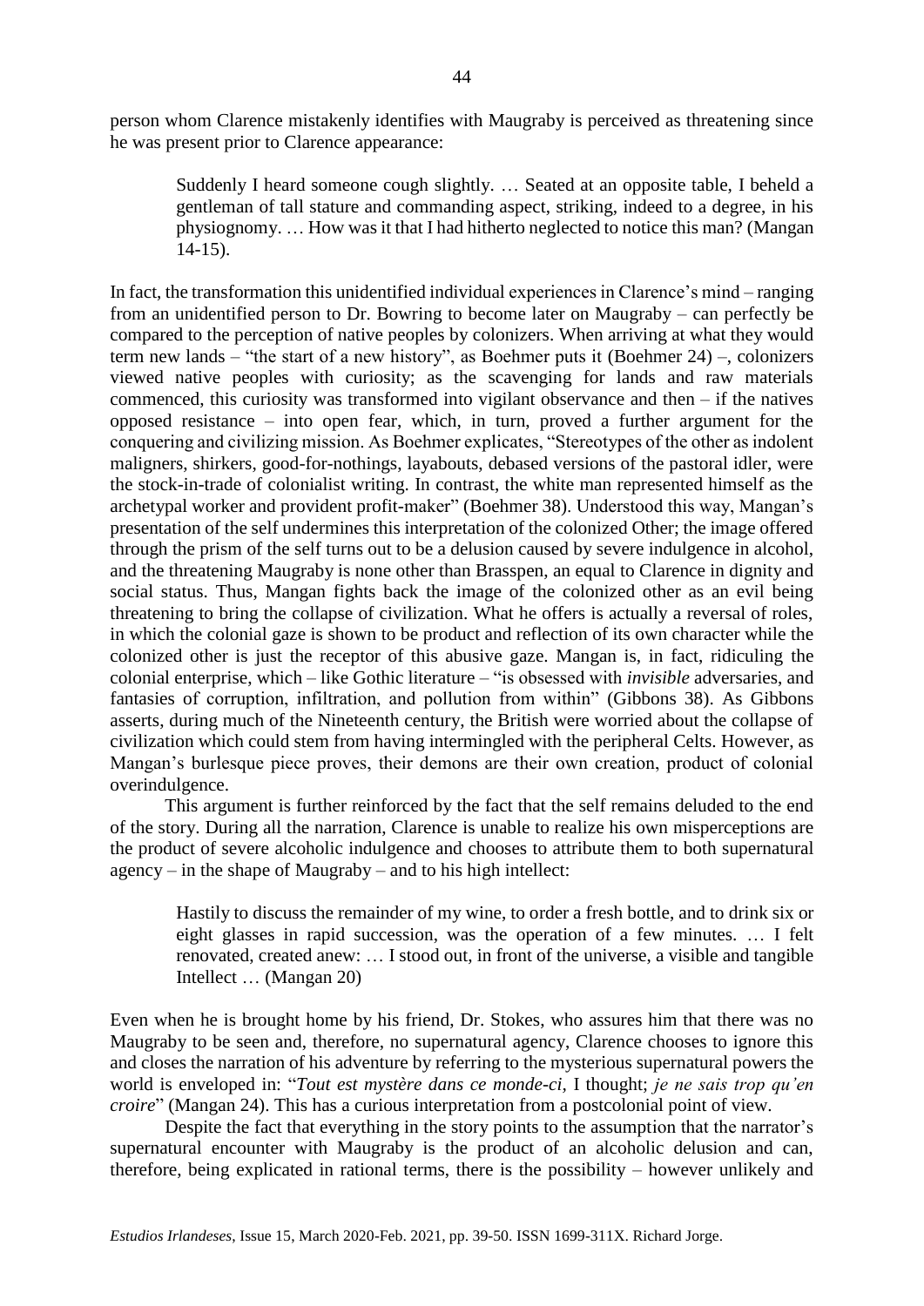person whom Clarence mistakenly identifies with Maugraby is perceived as threatening since he was present prior to Clarence appearance:

> Suddenly I heard someone cough slightly. … Seated at an opposite table, I beheld a gentleman of tall stature and commanding aspect, striking, indeed to a degree, in his physiognomy. … How was it that I had hitherto neglected to notice this man? (Mangan 14-15).

In fact, the transformation this unidentified individual experiences in Clarence's mind – ranging from an unidentified person to Dr. Bowring to become later on Maugraby – can perfectly be compared to the perception of native peoples by colonizers. When arriving at what they would term new lands – "the start of a new history", as Boehmer puts it (Boehmer 24) –, colonizers viewed native peoples with curiosity; as the scavenging for lands and raw materials commenced, this curiosity was transformed into vigilant observance and then – if the natives opposed resistance – into open fear, which, in turn, proved a further argument for the conquering and civilizing mission. As Boehmer explicates, "Stereotypes of the other as indolent maligners, shirkers, good-for-nothings, layabouts, debased versions of the pastoral idler, were the stock-in-trade of colonialist writing. In contrast, the white man represented himself as the archetypal worker and provident profit-maker" (Boehmer 38). Understood this way, Mangan's presentation of the self undermines this interpretation of the colonized Other; the image offered through the prism of the self turns out to be a delusion caused by severe indulgence in alcohol, and the threatening Maugraby is none other than Brasspen, an equal to Clarence in dignity and social status. Thus, Mangan fights back the image of the colonized other as an evil being threatening to bring the collapse of civilization. What he offers is actually a reversal of roles, in which the colonial gaze is shown to be product and reflection of its own character while the colonized other is just the receptor of this abusive gaze. Mangan is, in fact, ridiculing the colonial enterprise, which – like Gothic literature – "is obsessed with *invisible* adversaries, and fantasies of corruption, infiltration, and pollution from within" (Gibbons 38). As Gibbons asserts, during much of the Nineteenth century, the British were worried about the collapse of civilization which could stem from having intermingled with the peripheral Celts. However, as Mangan's burlesque piece proves, their demons are their own creation, product of colonial overindulgence.

This argument is further reinforced by the fact that the self remains deluded to the end of the story. During all the narration, Clarence is unable to realize his own misperceptions are the product of severe alcoholic indulgence and chooses to attribute them to both supernatural agency – in the shape of Maugraby – and to his high intellect:

> Hastily to discuss the remainder of my wine, to order a fresh bottle, and to drink six or eight glasses in rapid succession, was the operation of a few minutes. … I felt renovated, created anew: … I stood out, in front of the universe, a visible and tangible Intellect … (Mangan 20)

Even when he is brought home by his friend, Dr. Stokes, who assures him that there was no Maugraby to be seen and, therefore, no supernatural agency, Clarence chooses to ignore this and closes the narration of his adventure by referring to the mysterious supernatural powers the world is enveloped in: "*Tout est mystère dans ce monde-ci*, I thought; *je ne sais trop qu'en croire*" (Mangan 24). This has a curious interpretation from a postcolonial point of view.

Despite the fact that everything in the story points to the assumption that the narrator's supernatural encounter with Maugraby is the product of an alcoholic delusion and can, therefore, being explicated in rational terms, there is the possibility – however unlikely and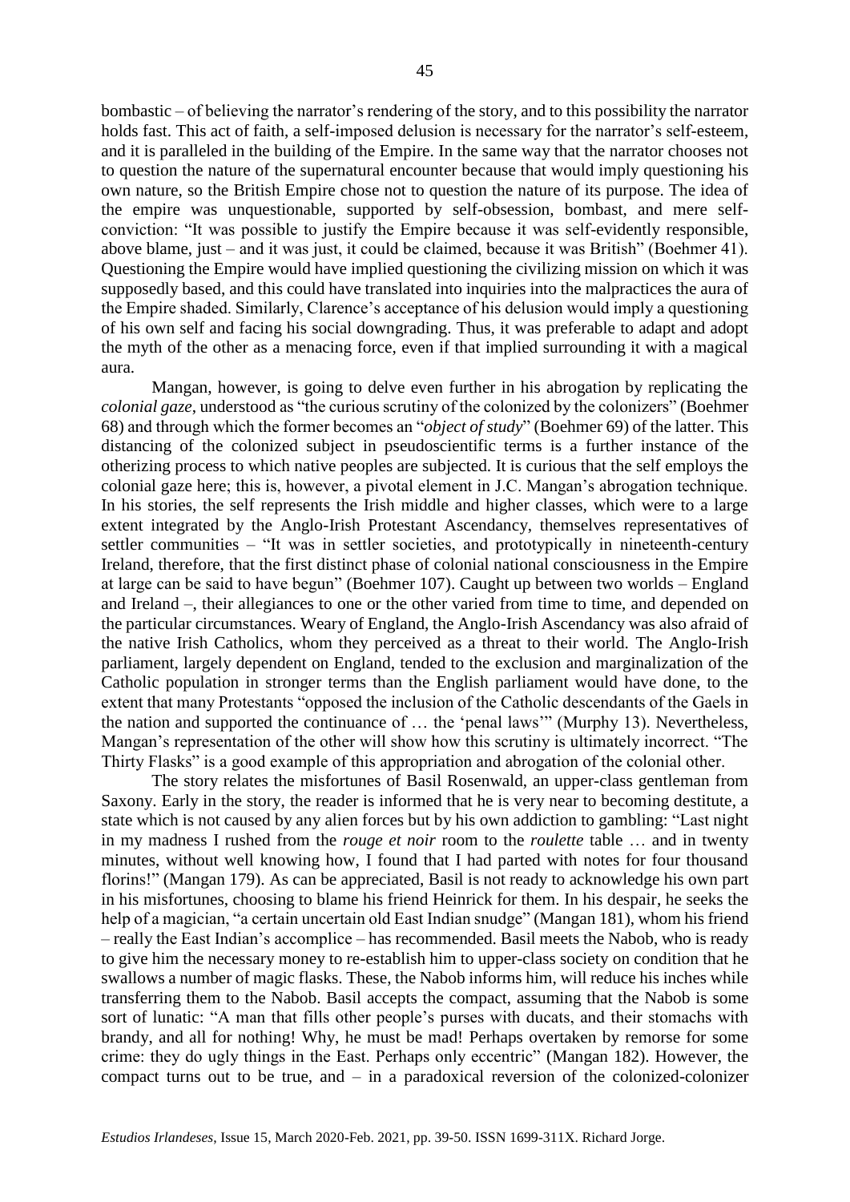bombastic – of believing the narrator's rendering of the story, and to this possibility the narrator holds fast. This act of faith, a self-imposed delusion is necessary for the narrator's self-esteem, and it is paralleled in the building of the Empire. In the same way that the narrator chooses not to question the nature of the supernatural encounter because that would imply questioning his own nature, so the British Empire chose not to question the nature of its purpose. The idea of the empire was unquestionable, supported by self-obsession, bombast, and mere self-conviction: "It was possible to justify the Empire because it was self-evidently responsible, above blame, just – and it was just, it could be claimed, because it was British" (Boehmer 41). Questioning the Empire would have implied questioning the civilizing mission on which it was supposedly based, and this could have translated into inquiries into the malpractices the aura of the Empire shaded. Similarly, Clarence's acceptance of his delusion would imply a questioning of his own self and facing his social downgrading. Thus, it was preferable to adapt and adopt the myth of the other as a menacing force, even if that implied surrounding it with a magical aura.

Mangan, however, is going to delve even further in his abrogation by replicating the *colonial gaze*, understood as "the curious scrutiny of the colonized by the colonizers" (Boehmer 68) and through which the former becomes an "*object of study*" (Boehmer 69) of the latter. This distancing of the colonized subject in pseudoscientific terms is a further instance of the otherizing process to which native peoples are subjected. It is curious that the self employs the colonial gaze here; this is, however, a pivotal element in J.C. Mangan's abrogation technique. In his stories, the self represents the Irish middle and higher classes, which were to a large extent integrated by the Anglo-Irish Protestant Ascendancy, themselves representatives of settler communities – "It was in settler societies, and prototypically in nineteenth-century Ireland, therefore, that the first distinct phase of colonial national consciousness in the Empire at large can be said to have begun" (Boehmer 107). Caught up between two worlds – England and Ireland –, their allegiances to one or the other varied from time to time, and depended on the particular circumstances. Weary of England, the Anglo-Irish Ascendancy was also afraid of the native Irish Catholics, whom they perceived as a threat to their world. The Anglo-Irish parliament, largely dependent on England, tended to the exclusion and marginalization of the Catholic population in stronger terms than the English parliament would have done, to the extent that many Protestants "opposed the inclusion of the Catholic descendants of the Gaels in the nation and supported the continuance of … the 'penal laws'" (Murphy 13). Nevertheless, Mangan's representation of the other will show how this scrutiny is ultimately incorrect. "The Thirty Flasks" is a good example of this appropriation and abrogation of the colonial other.

The story relates the misfortunes of Basil Rosenwald, an upper-class gentleman from Saxony. Early in the story, the reader is informed that he is very near to becoming destitute, a state which is not caused by any alien forces but by his own addiction to gambling: "Last night in my madness I rushed from the *rouge et noir* room to the *roulette* table … and in twenty minutes, without well knowing how, I found that I had parted with notes for four thousand florins!" (Mangan 179). As can be appreciated, Basil is not ready to acknowledge his own part in his misfortunes, choosing to blame his friend Heinrick for them. In his despair, he seeks the help of a magician, "a certain uncertain old East Indian snudge" (Mangan 181), whom his friend – really the East Indian's accomplice – has recommended. Basil meets the Nabob, who is ready to give him the necessary money to re-establish him to upper-class society on condition that he swallows a number of magic flasks. These, the Nabob informs him, will reduce his inches while transferring them to the Nabob. Basil accepts the compact, assuming that the Nabob is some sort of lunatic: "A man that fills other people's purses with ducats, and their stomachs with brandy, and all for nothing! Why, he must be mad! Perhaps overtaken by remorse for some crime: they do ugly things in the East. Perhaps only eccentric" (Mangan 182). However, the compact turns out to be true, and – in a paradoxical reversion of the colonized-colonizer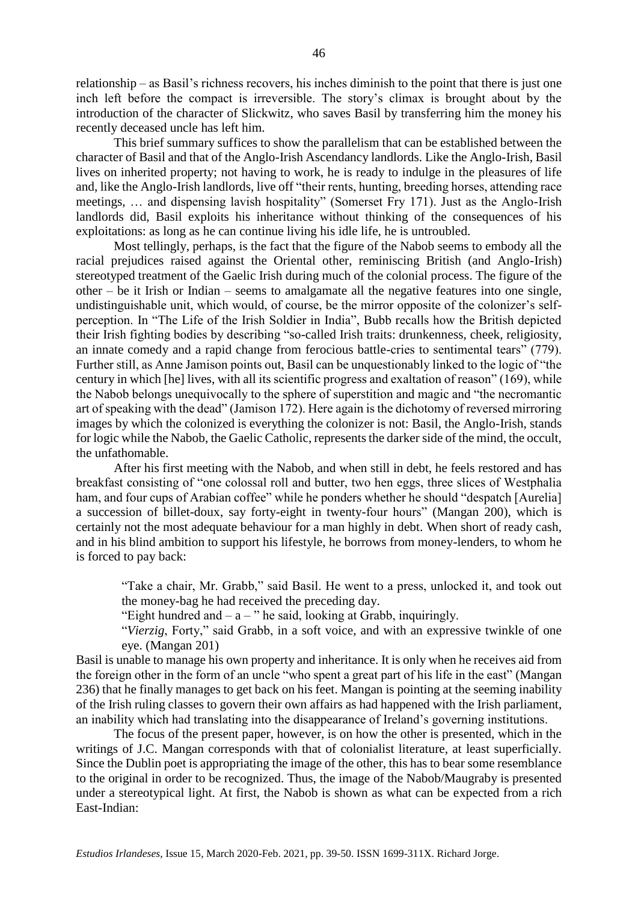relationship – as Basil's richness recovers, his inches diminish to the point that there is just one inch left before the compact is irreversible. The story's climax is brought about by the introduction of the character of Slickwitz, who saves Basil by transferring him the money his recently deceased uncle has left him.

This brief summary suffices to show the parallelism that can be established between the character of Basil and that of the Anglo-Irish Ascendancy landlords. Like the Anglo-Irish, Basil lives on inherited property; not having to work, he is ready to indulge in the pleasures of life and, like the Anglo-Irish landlords, live off "their rents, hunting, breeding horses, attending race meetings, … and dispensing lavish hospitality" (Somerset Fry 171). Just as the Anglo-Irish landlords did, Basil exploits his inheritance without thinking of the consequences of his exploitations: as long as he can continue living his idle life, he is untroubled.

Most tellingly, perhaps, is the fact that the figure of the Nabob seems to embody all the racial prejudices raised against the Oriental other, reminiscing British (and Anglo-Irish) stereotyped treatment of the Gaelic Irish during much of the colonial process. The figure of the other – be it Irish or Indian – seems to amalgamate all the negative features into one single, undistinguishable unit, which would, of course, be the mirror opposite of the colonizer's self-perception. In "The Life of the Irish Soldier in India", Bubb recalls how the British depicted their Irish fighting bodies by describing "so-called Irish traits: drunkenness, cheek, religiosity, an innate comedy and a rapid change from ferocious battle-cries to sentimental tears" (779). Further still, as Anne Jamison points out, Basil can be unquestionably linked to the logic of "the century in which [he] lives, with all its scientific progress and exaltation of reason" (169), while the Nabob belongs unequivocally to the sphere of superstition and magic and "the necromantic art of speaking with the dead" (Jamison 172). Here again is the dichotomy of reversed mirroring images by which the colonized is everything the colonizer is not: Basil, the Anglo-Irish, stands for logic while the Nabob, the Gaelic Catholic, represents the darker side of the mind, the occult, the unfathomable.

After his first meeting with the Nabob, and when still in debt, he feels restored and has breakfast consisting of "one colossal roll and butter, two hen eggs, three slices of Westphalia ham, and four cups of Arabian coffee" while he ponders whether he should "despatch [Aurelia] a succession of billet-doux, say forty-eight in twenty-four hours" (Mangan 200), which is certainly not the most adequate behaviour for a man highly in debt. When short of ready cash, and in his blind ambition to support his lifestyle, he borrows from money-lenders, to whom he is forced to pay back:

> "Take a chair, Mr. Grabb," said Basil. He went to a press, unlocked it, and took out the money-bag he had received the preceding day.
>
> "Eight hundred and – a – " he said, looking at Grabb, inquiringly.
>
> "*Vierzig*, Forty," said Grabb, in a soft voice, and with an expressive twinkle of one eye. (Mangan 201)

Basil is unable to manage his own property and inheritance. It is only when he receives aid from the foreign other in the form of an uncle "who spent a great part of his life in the east" (Mangan 236) that he finally manages to get back on his feet. Mangan is pointing at the seeming inability of the Irish ruling classes to govern their own affairs as had happened with the Irish parliament, an inability which had translating into the disappearance of Ireland's governing institutions.

The focus of the present paper, however, is on how the other is presented, which in the writings of J.C. Mangan corresponds with that of colonialist literature, at least superficially. Since the Dublin poet is appropriating the image of the other, this has to bear some resemblance to the original in order to be recognized. Thus, the image of the Nabob/Maugraby is presented under a stereotypical light. At first, the Nabob is shown as what can be expected from a rich East-Indian: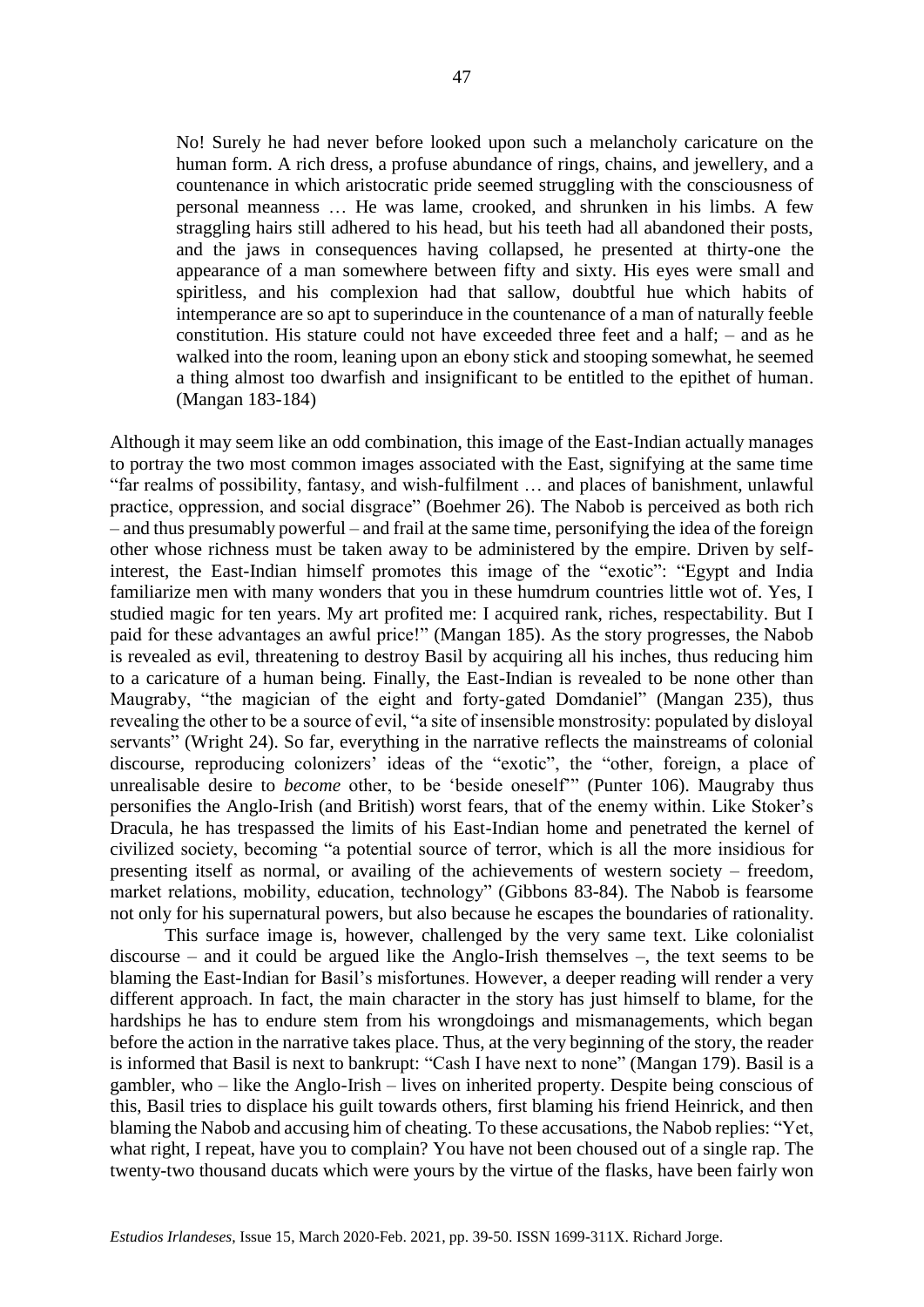> No! Surely he had never before looked upon such a melancholy caricature on the human form. A rich dress, a profuse abundance of rings, chains, and jewellery, and a countenance in which aristocratic pride seemed struggling with the consciousness of personal meanness … He was lame, crooked, and shrunken in his limbs. A few straggling hairs still adhered to his head, but his teeth had all abandoned their posts, and the jaws in consequences having collapsed, he presented at thirty-one the appearance of a man somewhere between fifty and sixty. His eyes were small and spiritless, and his complexion had that sallow, doubtful hue which habits of intemperance are so apt to superinduce in the countenance of a man of naturally feeble constitution. His stature could not have exceeded three feet and a half; – and as he walked into the room, leaning upon an ebony stick and stooping somewhat, he seemed a thing almost too dwarfish and insignificant to be entitled to the epithet of human. (Mangan 183-184)

Although it may seem like an odd combination, this image of the East-Indian actually manages to portray the two most common images associated with the East, signifying at the same time "far realms of possibility, fantasy, and wish-fulfilment … and places of banishment, unlawful practice, oppression, and social disgrace" (Boehmer 26). The Nabob is perceived as both rich – and thus presumably powerful – and frail at the same time, personifying the idea of the foreign other whose richness must be taken away to be administered by the empire. Driven by self-interest, the East-Indian himself promotes this image of the "exotic": "Egypt and India familiarize men with many wonders that you in these humdrum countries little wot of. Yes, I studied magic for ten years. My art profited me: I acquired rank, riches, respectability. But I paid for these advantages an awful price!" (Mangan 185). As the story progresses, the Nabob is revealed as evil, threatening to destroy Basil by acquiring all his inches, thus reducing him to a caricature of a human being. Finally, the East-Indian is revealed to be none other than Maugraby, "the magician of the eight and forty-gated Domdaniel" (Mangan 235), thus revealing the other to be a source of evil, "a site of insensible monstrosity: populated by disloyal servants" (Wright 24). So far, everything in the narrative reflects the mainstreams of colonial discourse, reproducing colonizers' ideas of the "exotic", the "other, foreign, a place of unrealisable desire to *become* other, to be 'beside oneself'" (Punter 106). Maugraby thus personifies the Anglo-Irish (and British) worst fears, that of the enemy within. Like Stoker's Dracula, he has trespassed the limits of his East-Indian home and penetrated the kernel of civilized society, becoming "a potential source of terror, which is all the more insidious for presenting itself as normal, or availing of the achievements of western society – freedom, market relations, mobility, education, technology" (Gibbons 83-84). The Nabob is fearsome not only for his supernatural powers, but also because he escapes the boundaries of rationality.

This surface image is, however, challenged by the very same text. Like colonialist discourse – and it could be argued like the Anglo-Irish themselves –, the text seems to be blaming the East-Indian for Basil's misfortunes. However, a deeper reading will render a very different approach. In fact, the main character in the story has just himself to blame, for the hardships he has to endure stem from his wrongdoings and mismanagements, which began before the action in the narrative takes place. Thus, at the very beginning of the story, the reader is informed that Basil is next to bankrupt: "Cash I have next to none" (Mangan 179). Basil is a gambler, who – like the Anglo-Irish – lives on inherited property. Despite being conscious of this, Basil tries to displace his guilt towards others, first blaming his friend Heinrick, and then blaming the Nabob and accusing him of cheating. To these accusations, the Nabob replies: "Yet, what right, I repeat, have you to complain? You have not been choused out of a single rap. The twenty-two thousand ducats which were yours by the virtue of the flasks, have been fairly won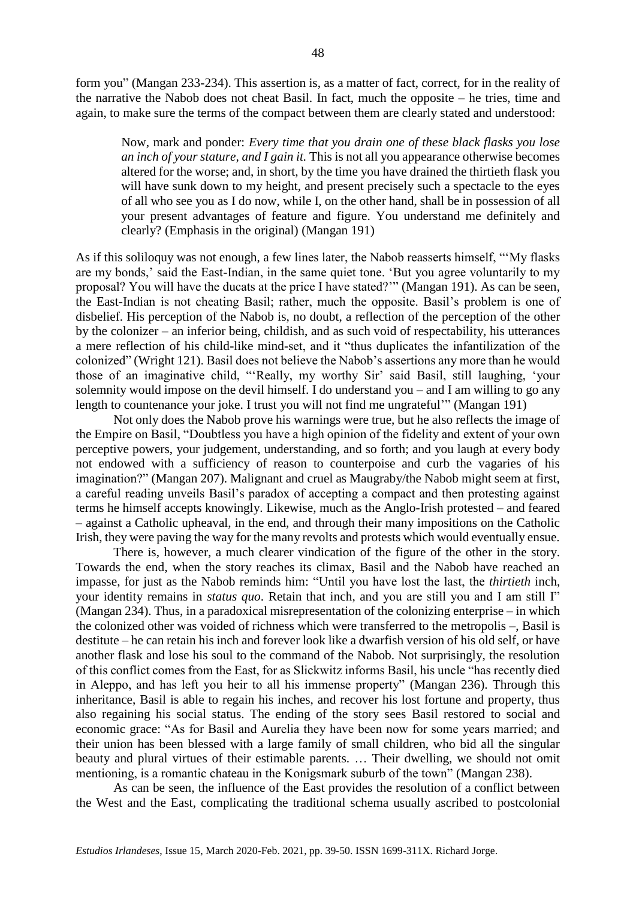form you" (Mangan 233-234). This assertion is, as a matter of fact, correct, for in the reality of the narrative the Nabob does not cheat Basil. In fact, much the opposite – he tries, time and again, to make sure the terms of the compact between them are clearly stated and understood:

> Now, mark and ponder: *Every time that you drain one of these black flasks you lose an inch of your stature, and I gain it.* This is not all you appearance otherwise becomes altered for the worse; and, in short, by the time you have drained the thirtieth flask you will have sunk down to my height, and present precisely such a spectacle to the eyes of all who see you as I do now, while I, on the other hand, shall be in possession of all your present advantages of feature and figure. You understand me definitely and clearly? (Emphasis in the original) (Mangan 191)

As if this soliloquy was not enough, a few lines later, the Nabob reasserts himself, "'My flasks are my bonds,' said the East-Indian, in the same quiet tone. 'But you agree voluntarily to my proposal? You will have the ducats at the price I have stated?'" (Mangan 191). As can be seen, the East-Indian is not cheating Basil; rather, much the opposite. Basil's problem is one of disbelief. His perception of the Nabob is, no doubt, a reflection of the perception of the other by the colonizer – an inferior being, childish, and as such void of respectability, his utterances a mere reflection of his child-like mind-set, and it "thus duplicates the infantilization of the colonized" (Wright 121). Basil does not believe the Nabob's assertions any more than he would those of an imaginative child, "'Really, my worthy Sir' said Basil, still laughing, 'your solemnity would impose on the devil himself. I do understand you – and I am willing to go any length to countenance your joke. I trust you will not find me ungrateful'" (Mangan 191)

Not only does the Nabob prove his warnings were true, but he also reflects the image of the Empire on Basil, "Doubtless you have a high opinion of the fidelity and extent of your own perceptive powers, your judgement, understanding, and so forth; and you laugh at every body not endowed with a sufficiency of reason to counterpoise and curb the vagaries of his imagination?" (Mangan 207). Malignant and cruel as Maugraby/the Nabob might seem at first, a careful reading unveils Basil's paradox of accepting a compact and then protesting against terms he himself accepts knowingly. Likewise, much as the Anglo-Irish protested – and feared – against a Catholic upheaval, in the end, and through their many impositions on the Catholic Irish, they were paving the way for the many revolts and protests which would eventually ensue.

There is, however, a much clearer vindication of the figure of the other in the story. Towards the end, when the story reaches its climax, Basil and the Nabob have reached an impasse, for just as the Nabob reminds him: "Until you have lost the last, the *thirtieth* inch, your identity remains in *status quo*. Retain that inch, and you are still you and I am still I" (Mangan 234). Thus, in a paradoxical misrepresentation of the colonizing enterprise – in which the colonized other was voided of richness which were transferred to the metropolis –, Basil is destitute – he can retain his inch and forever look like a dwarfish version of his old self, or have another flask and lose his soul to the command of the Nabob. Not surprisingly, the resolution of this conflict comes from the East, for as Slickwitz informs Basil, his uncle "has recently died in Aleppo, and has left you heir to all his immense property" (Mangan 236). Through this inheritance, Basil is able to regain his inches, and recover his lost fortune and property, thus also regaining his social status. The ending of the story sees Basil restored to social and economic grace: "As for Basil and Aurelia they have been now for some years married; and their union has been blessed with a large family of small children, who bid all the singular beauty and plural virtues of their estimable parents. … Their dwelling, we should not omit mentioning, is a romantic chateau in the Konigsmark suburb of the town" (Mangan 238).

As can be seen, the influence of the East provides the resolution of a conflict between the West and the East, complicating the traditional schema usually ascribed to postcolonial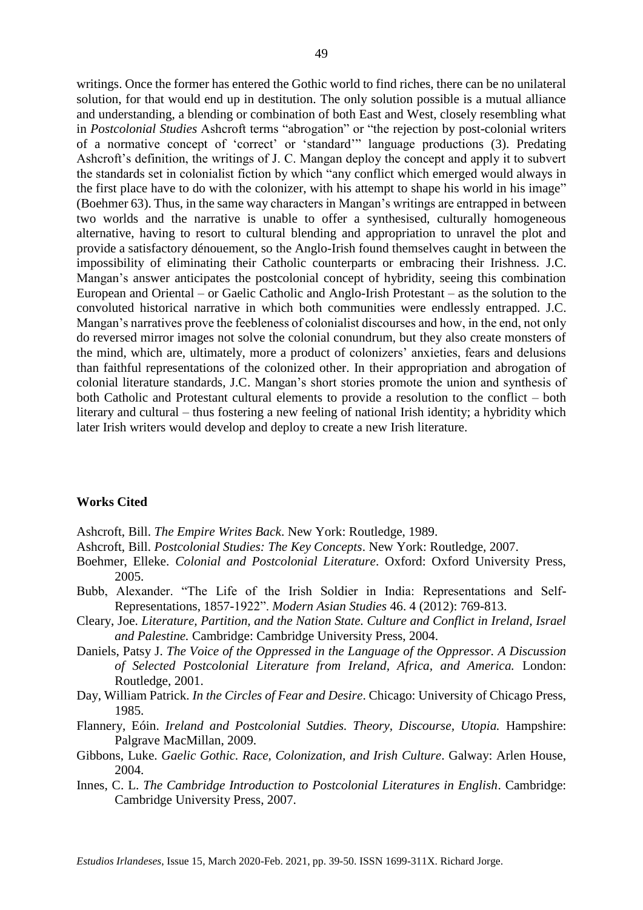writings. Once the former has entered the Gothic world to find riches, there can be no unilateral solution, for that would end up in destitution. The only solution possible is a mutual alliance and understanding, a blending or combination of both East and West, closely resembling what in *Postcolonial Studies* Ashcroft terms "abrogation" or "the rejection by post-colonial writers of a normative concept of 'correct' or 'standard'" language productions (3). Predating Ashcroft's definition, the writings of J. C. Mangan deploy the concept and apply it to subvert the standards set in colonialist fiction by which "any conflict which emerged would always in the first place have to do with the colonizer, with his attempt to shape his world in his image" (Boehmer 63). Thus, in the same way characters in Mangan's writings are entrapped in between two worlds and the narrative is unable to offer a synthesised, culturally homogeneous alternative, having to resort to cultural blending and appropriation to unravel the plot and provide a satisfactory dénouement, so the Anglo-Irish found themselves caught in between the impossibility of eliminating their Catholic counterparts or embracing their Irishness. J.C. Mangan's answer anticipates the postcolonial concept of hybridity, seeing this combination European and Oriental – or Gaelic Catholic and Anglo-Irish Protestant – as the solution to the convoluted historical narrative in which both communities were endlessly entrapped. J.C. Mangan's narratives prove the feebleness of colonialist discourses and how, in the end, not only do reversed mirror images not solve the colonial conundrum, but they also create monsters of the mind, which are, ultimately, more a product of colonizers' anxieties, fears and delusions than faithful representations of the colonized other. In their appropriation and abrogation of colonial literature standards, J.C. Mangan's short stories promote the union and synthesis of both Catholic and Protestant cultural elements to provide a resolution to the conflict – both literary and cultural – thus fostering a new feeling of national Irish identity; a hybridity which later Irish writers would develop and deploy to create a new Irish literature.

## Works Cited

Ashcroft, Bill. *The Empire Writes Back*. New York: Routledge, 1989.

Ashcroft, Bill. *Postcolonial Studies: The Key Concepts*. New York: Routledge, 2007.

Boehmer, Elleke. *Colonial and Postcolonial Literature*. Oxford: Oxford University Press, 2005.

Bubb, Alexander. "The Life of the Irish Soldier in India: Representations and Self-Representations, 1857-1922". *Modern Asian Studies* 46. 4 (2012): 769-813.

Cleary, Joe. *Literature, Partition, and the Nation State. Culture and Conflict in Ireland, Israel and Palestine.* Cambridge: Cambridge University Press, 2004.

Daniels, Patsy J. *The Voice of the Oppressed in the Language of the Oppressor. A Discussion of Selected Postcolonial Literature from Ireland, Africa, and America.* London: Routledge, 2001.

Day, William Patrick. *In the Circles of Fear and Desire*. Chicago: University of Chicago Press, 1985.

Flannery, Eóin. *Ireland and Postcolonial Sutdies. Theory, Discourse, Utopia.* Hampshire: Palgrave MacMillan, 2009.

Gibbons, Luke. *Gaelic Gothic. Race, Colonization, and Irish Culture*. Galway: Arlen House, 2004.

Innes, C. L. *The Cambridge Introduction to Postcolonial Literatures in English*. Cambridge: Cambridge University Press, 2007.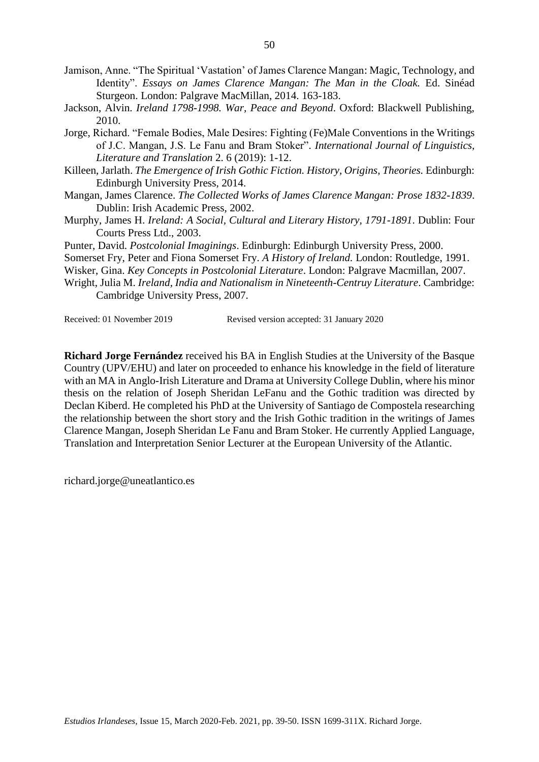Jamison, Anne. "The Spiritual 'Vastation' of James Clarence Mangan: Magic, Technology, and Identity". *Essays on James Clarence Mangan: The Man in the Cloak.* Ed. Sinéad Sturgeon. London: Palgrave MacMillan, 2014. 163-183.

Jackson, Alvin. *Ireland 1798-1998. War, Peace and Beyond*. Oxford: Blackwell Publishing, 2010.

Jorge, Richard. "Female Bodies, Male Desires: Fighting (Fe)Male Conventions in the Writings of J.C. Mangan, J.S. Le Fanu and Bram Stoker". *International Journal of Linguistics, Literature and Translation* 2. 6 (2019): 1-12.

Killeen, Jarlath. *The Emergence of Irish Gothic Fiction. History, Origins, Theories.* Edinburgh: Edinburgh University Press, 2014.

Mangan, James Clarence. *The Collected Works of James Clarence Mangan: Prose 1832-1839*. Dublin: Irish Academic Press, 2002.

Murphy, James H. *Ireland: A Social, Cultural and Literary History, 1791-1891*. Dublin: Four Courts Press Ltd., 2003.

Punter, David. *Postcolonial Imaginings*. Edinburgh: Edinburgh University Press, 2000.

Somerset Fry, Peter and Fiona Somerset Fry. *A History of Ireland.* London: Routledge, 1991.

Wisker, Gina. *Key Concepts in Postcolonial Literature*. London: Palgrave Macmillan, 2007.

Wright, Julia M. *Ireland, India and Nationalism in Nineteenth-Centruy Literature*. Cambridge: Cambridge University Press, 2007.

Received: 01 November 2019 Revised version accepted: 31 January 2020

**Richard Jorge Fernández** received his BA in English Studies at the University of the Basque Country (UPV/EHU) and later on proceeded to enhance his knowledge in the field of literature with an MA in Anglo-Irish Literature and Drama at University College Dublin, where his minor thesis on the relation of Joseph Sheridan LeFanu and the Gothic tradition was directed by Declan Kiberd. He completed his PhD at the University of Santiago de Compostela researching the relationship between the short story and the Irish Gothic tradition in the writings of James Clarence Mangan, Joseph Sheridan Le Fanu and Bram Stoker. He currently Applied Language, Translation and Interpretation Senior Lecturer at the European University of the Atlantic.

richard.jorge@uneatlantico.es